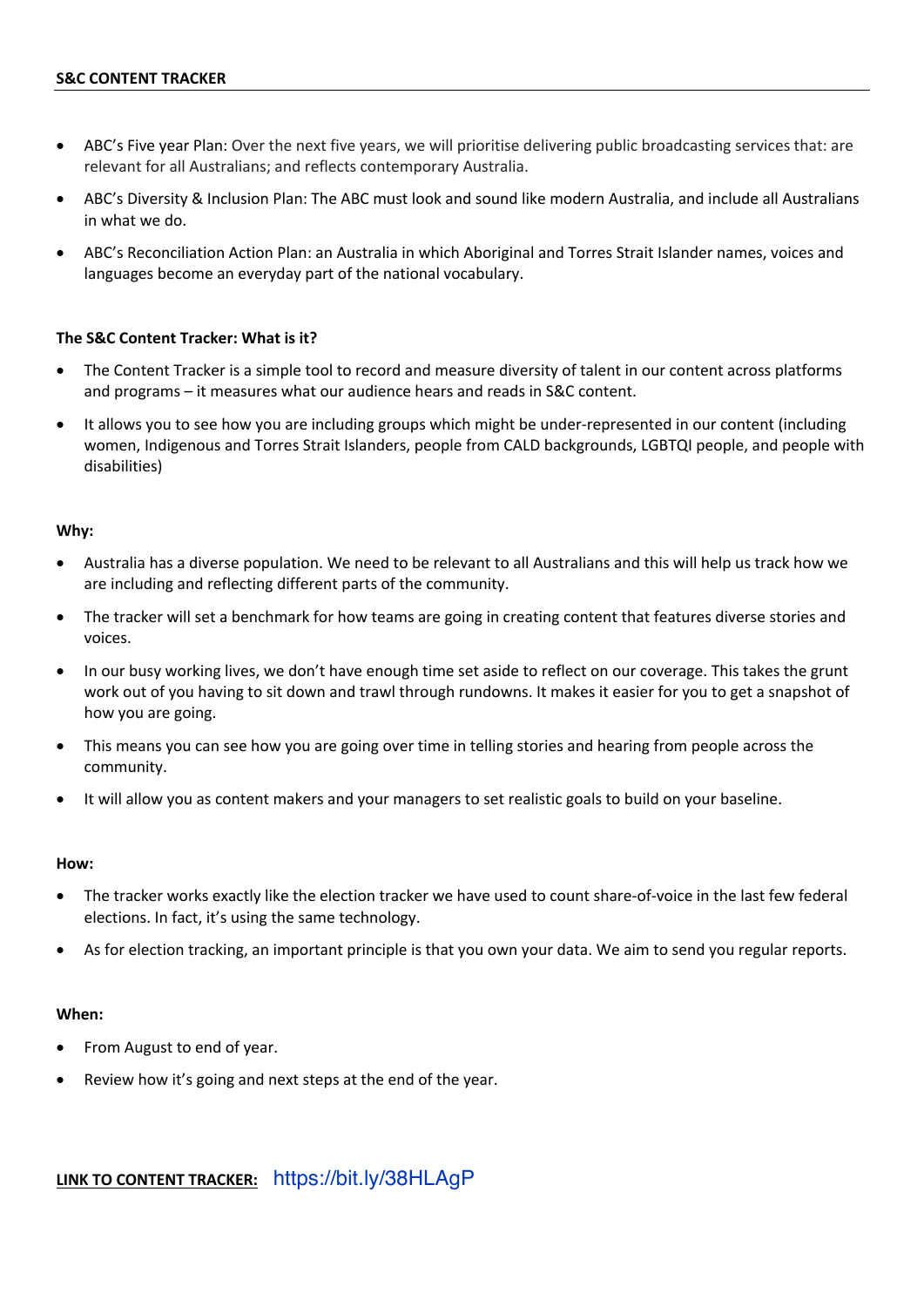**S&C CONTENT TRACKER**

- ABC's Five year Plan: Over the next five years, we will prioritise delivering public broadcasting services that: are relevant for all Australians; and reflects contemporary Australia.
- ABC's Diversity & Inclusion Plan: The ABC must look and sound like modern Australia, and include all Australians in what we do.
- ABC's Reconciliation Action Plan: an Australia in which Aboriginal and Torres Strait Islander names, voices and languages become an everyday part of the national vocabulary.

**The S&C Content Tracker: What is it?**

- The Content Tracker is a simple tool to record and measure diversity of talent in our content across platforms and programs – it measures what our audience hears and reads in S&C content.
- It allows you to see how you are including groups which might be under-represented in our content (including women, Indigenous and Torres Strait Islanders, people from CALD backgrounds, LGBTQI people, and people with disabilities)

**Why:**

- Australia has a diverse population. We need to be relevant to all Australians and this will help us track how we are including and reflecting different parts of the community.
- The tracker will set a benchmark for how teams are going in creating content that features diverse stories and voices.
- In our busy working lives, we don't have enough time set aside to reflect on our coverage. This takes the grunt work out of you having to sit down and trawl through rundowns. It makes it easier for you to get a snapshot of how you are going.
- This means you can see how you are going over time in telling stories and hearing from people across the community.
- It will allow you as content makers and your managers to set realistic goals to build on your baseline.

**How:**

- The tracker works exactly like the election tracker we have used to count share-of-voice in the last few federal elections. In fact, it's using the same technology.
- As for election tracking, an important principle is that you own your data. We aim to send you regular reports.

**When:**

- From August to end of year.
- Review how it's going and next steps at the end of the year.

**LINK TO CONTENT TRACKER:** https://bit.ly/38HLAgP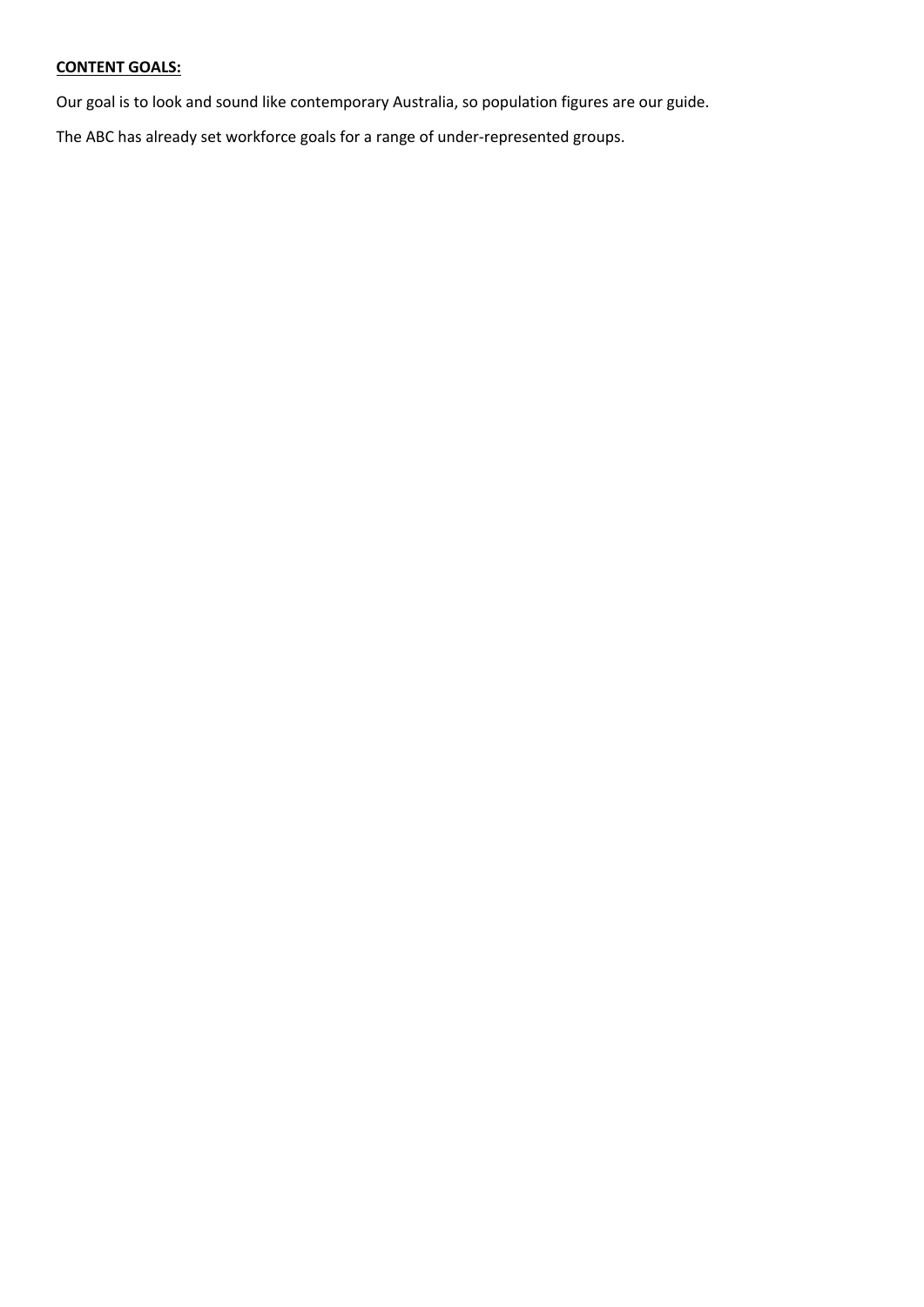**CONTENT GOALS:**

Our goal is to look and sound like contemporary Australia, so population figures are our guide.

The ABC has already set workforce goals for a range of under-represented groups.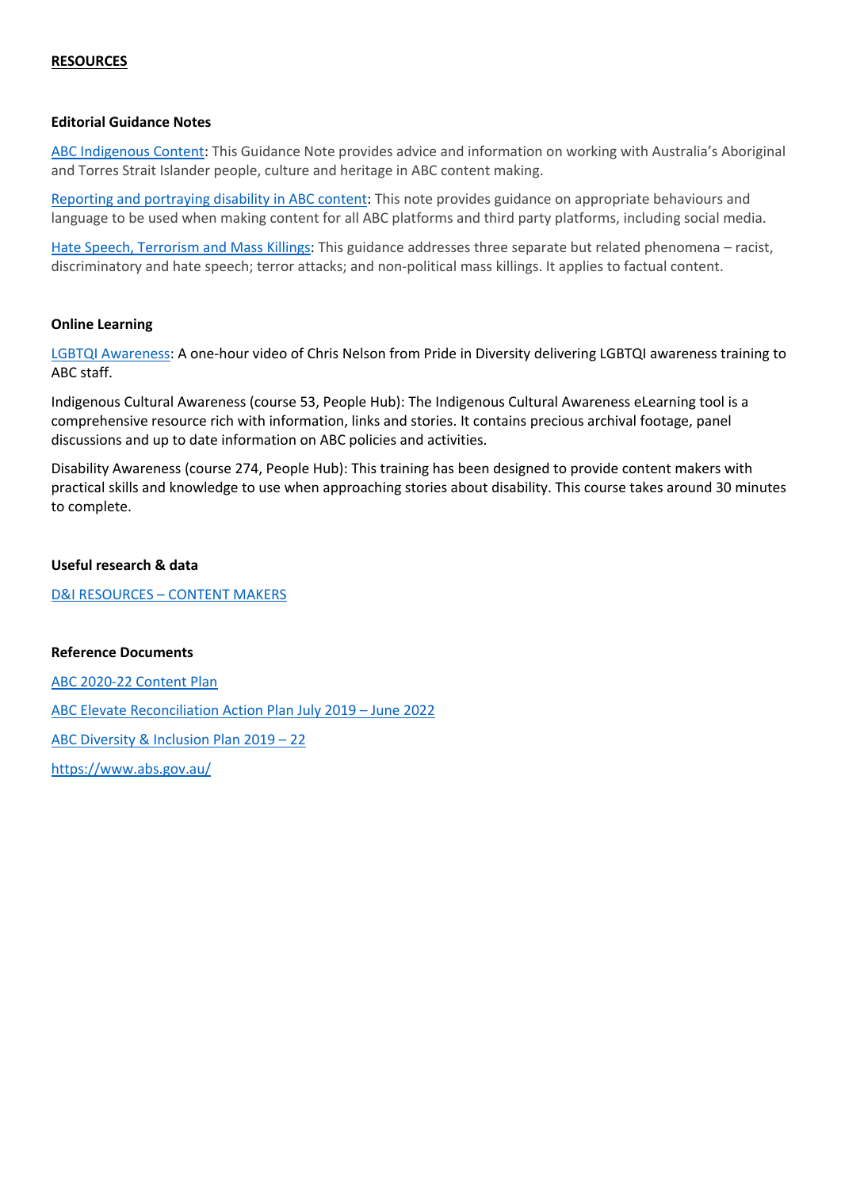# RESOURCES

## Editorial Guidance Notes

ABC Indigenous Content: This Guidance Note provides advice and information on working with Australia's Aboriginal and Torres Strait Islander people, culture and heritage in ABC content making.

Reporting and portraying disability in ABC content: This note provides guidance on appropriate behaviours and language to be used when making content for all ABC platforms and third party platforms, including social media.

Hate Speech, Terrorism and Mass Killings: This guidance addresses three separate but related phenomena – racist, discriminatory and hate speech; terror attacks; and non-political mass killings. It applies to factual content.

## Online Learning

LGBTQI Awareness: A one-hour video of Chris Nelson from Pride in Diversity delivering LGBTQI awareness training to ABC staff.

Indigenous Cultural Awareness (course 53, People Hub): The Indigenous Cultural Awareness eLearning tool is a comprehensive resource rich with information, links and stories. It contains precious archival footage, panel discussions and up to date information on ABC policies and activities.

Disability Awareness (course 274, People Hub): This training has been designed to provide content makers with practical skills and knowledge to use when approaching stories about disability. This course takes around 30 minutes to complete.

## Useful research & data

D&I RESOURCES – CONTENT MAKERS

## Reference Documents

ABC 2020-22 Content Plan

ABC Elevate Reconciliation Action Plan July 2019 – June 2022

ABC Diversity & Inclusion Plan 2019 – 22

https://www.abs.gov.au/